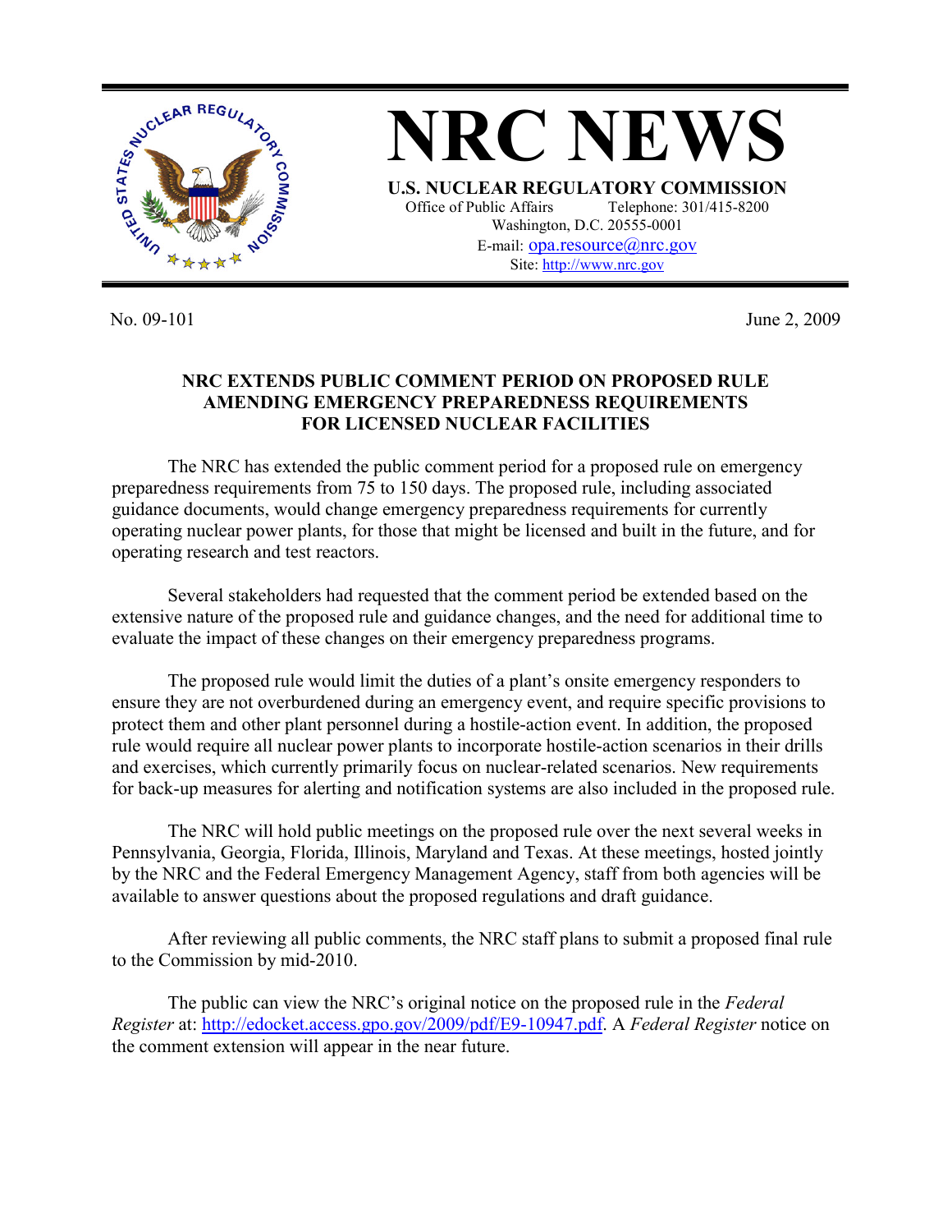# NRC NEWS

**U.S. NUCLEAR REGULATORY COMMISSION**

Office of Public Affairs Telephone: 301/415-8200
Washington, D.C. 20555-0001
E-mail: opa.resource@nrc.gov
Site: http://www.nrc.gov

No. 09-101 June 2, 2009

## NRC EXTENDS PUBLIC COMMENT PERIOD ON PROPOSED RULE AMENDING EMERGENCY PREPAREDNESS REQUIREMENTS FOR LICENSED NUCLEAR FACILITIES

The NRC has extended the public comment period for a proposed rule on emergency preparedness requirements from 75 to 150 days. The proposed rule, including associated guidance documents, would change emergency preparedness requirements for currently operating nuclear power plants, for those that might be licensed and built in the future, and for operating research and test reactors.

Several stakeholders had requested that the comment period be extended based on the extensive nature of the proposed rule and guidance changes, and the need for additional time to evaluate the impact of these changes on their emergency preparedness programs.

The proposed rule would limit the duties of a plant's onsite emergency responders to ensure they are not overburdened during an emergency event, and require specific provisions to protect them and other plant personnel during a hostile-action event. In addition, the proposed rule would require all nuclear power plants to incorporate hostile-action scenarios in their drills and exercises, which currently primarily focus on nuclear-related scenarios. New requirements for back-up measures for alerting and notification systems are also included in the proposed rule.

The NRC will hold public meetings on the proposed rule over the next several weeks in Pennsylvania, Georgia, Florida, Illinois, Maryland and Texas. At these meetings, hosted jointly by the NRC and the Federal Emergency Management Agency, staff from both agencies will be available to answer questions about the proposed regulations and draft guidance.

After reviewing all public comments, the NRC staff plans to submit a proposed final rule to the Commission by mid-2010.

The public can view the NRC's original notice on the proposed rule in the *Federal Register* at: http://edocket.access.gpo.gov/2009/pdf/E9-10947.pdf. A *Federal Register* notice on the comment extension will appear in the near future.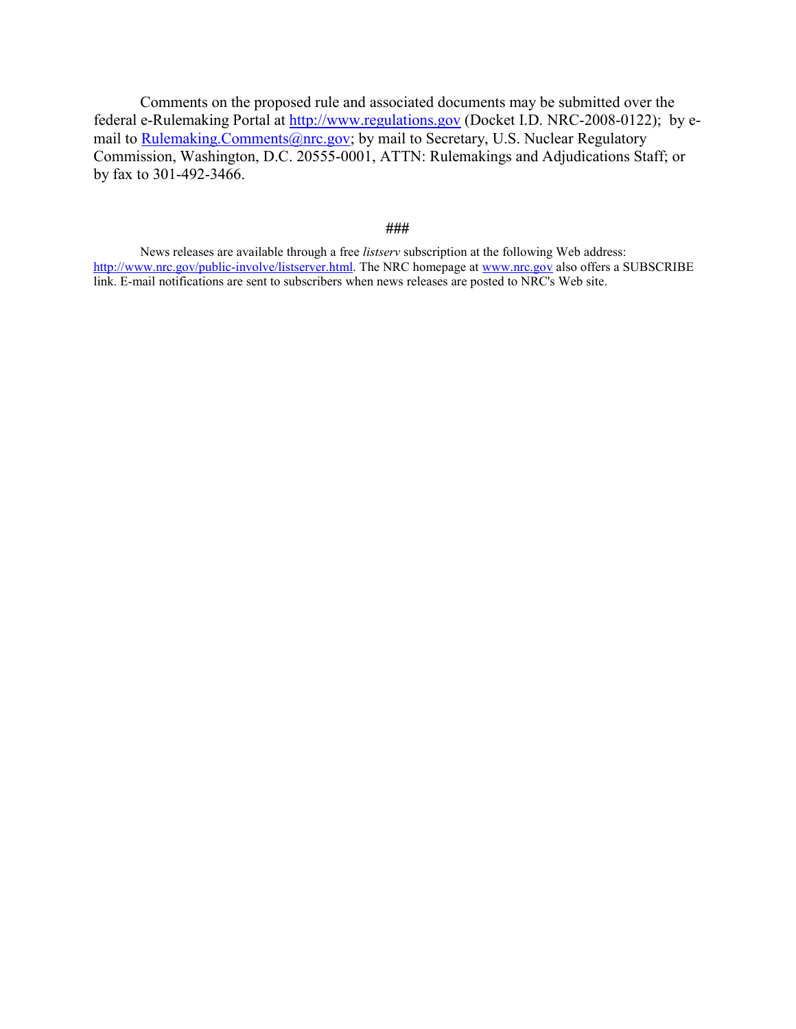Comments on the proposed rule and associated documents may be submitted over the federal e-Rulemaking Portal at http://www.regulations.gov (Docket I.D. NRC-2008-0122); by e-mail to Rulemaking.Comments@nrc.gov; by mail to Secretary, U.S. Nuclear Regulatory Commission, Washington, D.C. 20555-0001, ATTN: Rulemakings and Adjudications Staff; or by fax to 301-492-3466.

###

News releases are available through a free *listserv* subscription at the following Web address: http://www.nrc.gov/public-involve/listserver.html. The NRC homepage at www.nrc.gov also offers a SUBSCRIBE link. E-mail notifications are sent to subscribers when news releases are posted to NRC's Web site.